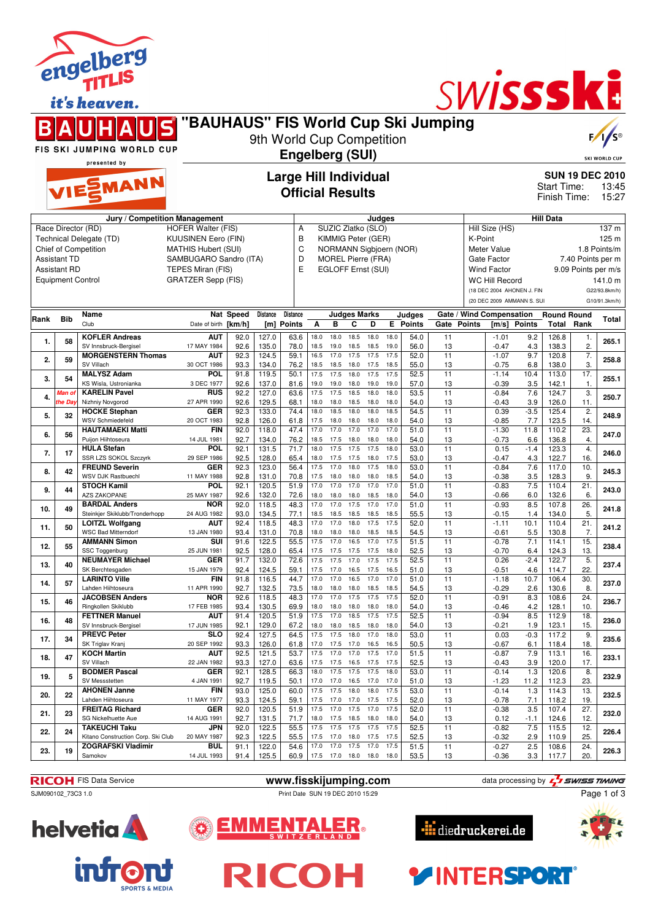# "BAUHAUS" FIS World Cup Ski Jumping

9th World Cup Competition

**Engelberg (SUI)**

## Large Hill Individual
## Official Results

**SUN 19 DEC 2010**
Start Time: 13:45
Finish Time: 15:27

| Jury / Competition Management | | Judges | | Hill Data | |
|---|---|---|---|---|---|
| Race Director (RD) | HOFER Walter (FIS) | A | SUZIC Zlatko (SLO) | Hill Size (HS) | 137 m |
| Technical Delegate (TD) | KUUSINEN Eero (FIN) | B | KIMMIG Peter (GER) | K-Point | 125 m |
| Chief of Competition | MATHIS Hubert (SUI) | C | NORMANN Sigbjoern (NOR) | Meter Value | 1.8 Points/m |
| Assistant TD | SAMBUGARO Sandro (ITA) | D | MOREL Pierre (FRA) | Gate Factor | 7.40 Points per m |
| Assistant RD | TEPES Miran (FIS) | E | EGLOFF Ernst (SUI) | Wind Factor | 9.09 Points per m/s |
| Equipment Control | GRATZER Sepp (FIS) | | | WC Hill Record | 141.0 m |
| | | | | (18 DEC 2004 AHONEN J. FIN | G22/93.8km/h) |
| | | | | (20 DEC 2009 AMMANN S. SUI | G10/91.3km/h) |

| Rank | Bib | Name / Club | Nat / Date of birth | Speed [km/h] | Distance [m] | Distance Points | A | B | C | D | E | Judges Points | Gate | Gate Points | Wind [m/s] | Wind Points | Round Total | Round Rank | Total |
|---|---|---|---|---|---|---|---|---|---|---|---|---|---|---|---|---|---|---|---|
| 1. | 58 | KOFLER Andreas | AUT | 92.0 | 127.0 | 63.6 | 18.0 | 18.0 | 18.5 | 18.0 | 18.0 | 54.0 | 11 | | -1.01 | 9.2 | 126.8 | 1. | 265.1 |
| | | SV Innsbruck-Bergisel | 17 MAY 1984 | 92.6 | 135.0 | 78.0 | 18.5 | 19.0 | 18.5 | 18.5 | 19.0 | 56.0 | 13 | | -0.47 | 4.3 | 138.3 | 2. | |
| 2. | 59 | MORGENSTERN Thomas | AUT | 92.3 | 124.5 | 59.1 | 16.5 | 17.0 | 17.5 | 17.5 | 17.5 | 52.0 | 11 | | -1.07 | 9.7 | 120.8 | 7. | 258.8 |
| | | SV Villach | 30 OCT 1986 | 93.3 | 134.0 | 76.2 | 18.5 | 18.5 | 18.0 | 17.5 | 18.5 | 55.0 | 13 | | -0.75 | 6.8 | 138.0 | 3. | |
| 3. | 54 | MALYSZ Adam | POL | 91.8 | 119.5 | 50.1 | 17.5 | 17.5 | 18.0 | 17.5 | 17.5 | 52.5 | 11 | | -1.14 | 10.4 | 113.0 | 17. | 255.1 |
| | | KS Wisla, Ustronianka | 3 DEC 1977 | 92.6 | 137.0 | 81.6 | 19.0 | 19.0 | 19.0 | 19.0 | 19.0 | 57.0 | 13 | | -0.39 | 3.5 | 142.1 | 1. | |
| 4. | Man of the Day | KARELIN Pavel | RUS | 92.2 | 127.0 | 63.6 | 17.5 | 17.5 | 18.5 | 18.0 | 18.0 | 53.5 | 11 | | -0.84 | 7.6 | 124.7 | 3. | 250.7 |
| | | Nizhniy Novgorod | 27 APR 1990 | 92.6 | 129.5 | 68.1 | 18.0 | 18.0 | 18.5 | 18.0 | 18.0 | 54.0 | 13 | | -0.43 | 3.9 | 126.0 | 11. | |
| 5. | 32 | HOCKE Stephan | GER | 92.3 | 133.0 | 74.4 | 18.0 | 18.5 | 18.0 | 18.0 | 18.5 | 54.5 | 11 | | 0.39 | -3.5 | 125.4 | 2. | 248.9 |
| | | WSV Schmiedefeld | 20 OCT 1983 | 92.8 | 126.0 | 61.8 | 17.5 | 18.0 | 18.0 | 18.0 | 18.0 | 54.0 | 13 | | -0.85 | 7.7 | 123.5 | 14. | |
| 6. | 56 | HAUTAMAEKI Matti | FIN | 92.0 | 118.0 | 47.4 | 17.0 | 17.0 | 17.0 | 17.0 | 17.0 | 51.0 | 11 | | -1.30 | 11.8 | 110.2 | 23. | 247.0 |
| | | Puijon Hiihtoseura | 14 JUL 1981 | 92.7 | 134.0 | 76.2 | 18.5 | 17.5 | 18.0 | 18.0 | 18.0 | 54.0 | 13 | | -0.73 | 6.6 | 136.8 | 4. | |
| 7. | 17 | HULA Stefan | POL | 92.1 | 131.5 | 71.7 | 18.0 | 17.5 | 17.5 | 17.5 | 18.0 | 53.0 | 11 | | 0.15 | -1.4 | 123.3 | 4. | 246.0 |
| | | SSR LZS SOKOL Szczyrk | 29 SEP 1986 | 92.5 | 128.0 | 65.4 | 18.0 | 17.5 | 17.5 | 18.0 | 17.5 | 53.0 | 13 | | -0.47 | 4.3 | 122.7 | 16. | |
| 8. | 42 | FREUND Severin | GER | 92.3 | 123.0 | 56.4 | 17.5 | 17.0 | 18.0 | 17.5 | 18.0 | 53.0 | 11 | | -0.84 | 7.6 | 117.0 | 10. | 245.3 |
| | | WSV DJK Rastbuechl | 11 MAY 1988 | 92.8 | 131.0 | 70.8 | 17.5 | 18.0 | 18.0 | 18.0 | 18.5 | 54.0 | 13 | | -0.38 | 3.5 | 128.3 | 9. | |
| 9. | 44 | STOCH Kamil | POL | 92.1 | 120.5 | 51.9 | 17.0 | 17.0 | 17.0 | 17.0 | 17.0 | 51.0 | 11 | | -0.83 | 7.5 | 110.4 | 21. | 243.0 |
| | | AZS ZAKOPANE | 25 MAY 1987 | 92.6 | 132.0 | 72.6 | 18.0 | 18.0 | 18.0 | 18.5 | 18.0 | 54.0 | 13 | | -0.66 | 6.0 | 132.6 | 6. | |
| 10. | 49 | BARDAL Anders | NOR | 92.0 | 118.5 | 48.3 | 17.0 | 17.0 | 17.5 | 17.0 | 17.0 | 51.0 | 11 | | -0.93 | 8.5 | 107.8 | 26. | 241.8 |
| | | Steinkjer Skiklubb/Tronderhopp | 24 AUG 1982 | 93.0 | 134.5 | 77.1 | 18.5 | 18.5 | 18.5 | 18.5 | 18.5 | 55.5 | 13 | | -0.15 | 1.4 | 134.0 | 5. | |
| 11. | 50 | LOITZL Wolfgang | AUT | 92.4 | 118.5 | 48.3 | 17.0 | 17.0 | 18.0 | 17.5 | 17.5 | 52.0 | 11 | | -1.11 | 10.1 | 110.4 | 21. | 241.2 |
| | | WSC Bad Mitterndorf | 13 JAN 1980 | 93.4 | 131.0 | 70.8 | 18.0 | 18.0 | 18.0 | 18.5 | 18.5 | 54.5 | 13 | | -0.61 | 5.5 | 130.8 | 7. | |
| 12. | 55 | AMMANN Simon | SUI | 91.6 | 122.5 | 55.5 | 17.5 | 17.0 | 16.5 | 17.0 | 17.5 | 51.5 | 11 | | -0.78 | 7.1 | 114.1 | 15. | 238.4 |
| | | SSC Toggenburg | 25 JUN 1981 | 92.5 | 128.0 | 65.4 | 17.5 | 17.5 | 17.5 | 17.5 | 18.0 | 52.5 | 13 | | -0.70 | 6.4 | 124.3 | 13. | |
| 13. | 40 | NEUMAYER Michael | GER | 91.7 | 132.0 | 72.6 | 17.5 | 17.5 | 17.0 | 17.5 | 17.5 | 52.5 | 11 | | 0.26 | -2.4 | 122.7 | 5. | 237.4 |
| | | SK Berchtesgaden | 15 JAN 1979 | 92.4 | 124.5 | 59.1 | 17.5 | 17.0 | 16.5 | 17.5 | 16.5 | 51.0 | 13 | | -0.51 | 4.6 | 114.7 | 22. | |
| 14. | 57 | LARINTO Ville | FIN | 91.8 | 116.5 | 44.7 | 17.0 | 17.0 | 16.5 | 17.0 | 17.0 | 51.0 | 11 | | -1.18 | 10.7 | 106.4 | 30. | 237.0 |
| | | Lahden Hiihtoseura | 11 APR 1990 | 92.7 | 132.5 | 73.5 | 18.0 | 18.0 | 18.0 | 18.5 | 18.5 | 54.5 | 13 | | -0.29 | 2.6 | 130.6 | 8. | |
| 15. | 46 | JACOBSEN Anders | NOR | 92.6 | 118.5 | 48.3 | 17.0 | 17.0 | 17.5 | 17.5 | 17.5 | 52.0 | 11 | | -0.91 | 8.3 | 108.6 | 24. | 236.7 |
| | | Ringkollen Skiklubb | 17 FEB 1985 | 93.4 | 130.5 | 69.9 | 18.0 | 18.0 | 18.0 | 18.0 | 18.0 | 54.0 | 13 | | -0.46 | 4.2 | 128.1 | 10. | |
| 16. | 48 | FETTNER Manuel | AUT | 91.4 | 120.5 | 51.9 | 17.5 | 17.0 | 18.5 | 17.5 | 17.5 | 52.5 | 11 | | -0.94 | 8.5 | 112.9 | 18. | 236.0 |
| | | SV Innsbruck-Bergisel | 17 JUN 1985 | 92.1 | 129.0 | 67.2 | 18.0 | 18.0 | 18.5 | 18.0 | 18.0 | 54.0 | 13 | | -0.21 | 1.9 | 123.1 | 15. | |
| 17. | 34 | PREVC Peter | SLO | 92.4 | 127.5 | 64.5 | 17.5 | 17.5 | 18.0 | 17.0 | 18.0 | 53.0 | 11 | | 0.03 | -0.3 | 117.2 | 9. | 235.6 |
| | | SK Triglav Kranj | 20 SEP 1992 | 93.3 | 126.0 | 61.8 | 17.0 | 17.5 | 17.0 | 16.5 | 16.5 | 50.5 | 13 | | -0.67 | 6.1 | 118.4 | 18. | |
| 18. | 47 | KOCH Martin | AUT | 92.5 | 121.5 | 53.7 | 17.5 | 17.0 | 17.0 | 17.5 | 17.0 | 51.5 | 11 | | -0.87 | 7.9 | 113.1 | 16. | 233.1 |
| | | SV Villach | 22 JAN 1982 | 93.3 | 127.0 | 63.6 | 17.5 | 17.5 | 16.5 | 17.5 | 17.5 | 52.5 | 13 | | -0.43 | 3.9 | 120.0 | 17. | |
| 19. | 5 | BODMER Pascal | GER | 92.1 | 128.5 | 66.3 | 18.0 | 17.5 | 17.5 | 17.5 | 18.0 | 53.0 | 11 | | -0.14 | 1.3 | 120.6 | 8. | 232.9 |
| | | SV Messstetten | 4 JAN 1991 | 92.7 | 119.5 | 50.1 | 17.0 | 17.0 | 16.5 | 17.0 | 17.0 | 51.0 | 13 | | -1.23 | 11.2 | 112.3 | 23. | |
| 20. | 22 | AHONEN Janne | FIN | 93.0 | 125.0 | 60.0 | 17.5 | 17.5 | 18.0 | 18.0 | 17.5 | 53.0 | 11 | | -0.14 | 1.3 | 114.3 | 13. | 232.5 |
| | | Lahden Hiihtoseura | 11 MAY 1977 | 93.3 | 124.5 | 59.1 | 17.5 | 17.0 | 17.5 | 17.0 | 17.5 | 52.0 | 13 | | -0.78 | 7.1 | 118.2 | 19. | |
| 21. | 23 | FREITAG Richard | GER | 92.0 | 120.5 | 51.9 | 17.5 | 17.0 | 17.5 | 17.0 | 17.5 | 52.0 | 11 | | -0.38 | 3.5 | 107.4 | 27. | 232.0 |
| | | SG Nickelhuette Aue | 14 AUG 1991 | 92.7 | 131.5 | 71.7 | 18.0 | 17.5 | 18.5 | 18.0 | 18.0 | 54.0 | 13 | | 0.12 | -1.1 | 124.6 | 12. | |
| 22. | 24 | TAKEUCHI Taku | JPN | 92.0 | 122.5 | 55.5 | 17.5 | 17.5 | 17.5 | 17.5 | 17.5 | 52.5 | 11 | | -0.82 | 7.5 | 115.5 | 12. | 226.4 |
| | | Kitano Construction Corp. Ski Club | 20 MAY 1987 | 92.3 | 122.5 | 55.5 | 17.5 | 17.0 | 18.0 | 17.5 | 17.5 | 52.5 | 13 | | -0.32 | 2.9 | 110.9 | 25. | |
| 23. | 19 | ZOGRAFSKI Vladimir | BUL | 91.1 | 122.0 | 54.6 | 17.0 | 17.0 | 17.5 | 17.0 | 17.5 | 51.5 | 11 | | -0.27 | 2.5 | 108.6 | 24. | 226.3 |
| | | Samokov | 14 JUL 1993 | 91.4 | 125.5 | 60.9 | 17.5 | 17.0 | 18.0 | 18.0 | 18.0 | 53.5 | 13 | | -0.36 | 3.3 | 117.7 | 20. | |

RICOH FIS Data Service — www.fisskijumping.com — data processing by SWISS TIMING

SJM090102_73C3 1.0 — Print Date SUN 19 DEC 2010 15:29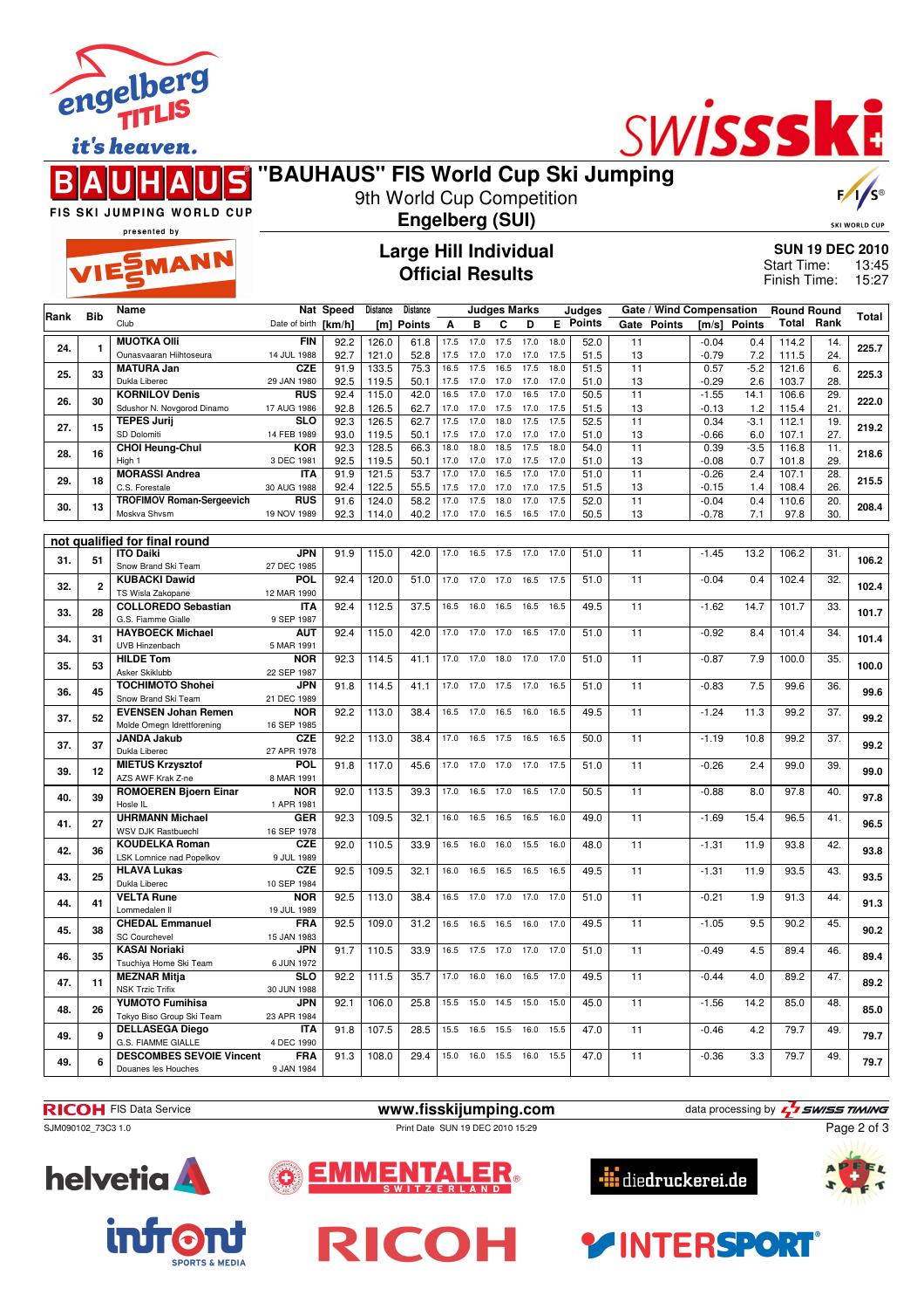# "BAUHAUS" FIS World Cup Ski Jumping

9th World Cup Competition

**Engelberg (SUI)**

## Large Hill Individual
## Official Results

**SUN 19 DEC 2010**
Start Time: 13:45
Finish Time: 15:27

| Rank | Bib | Name / Club | Nat / Date of birth | Speed [km/h] | Distance [m] | Distance Points | A | B | C | D | E | Judges Points | Gate | Gate Points | Wind [m/s] | Wind Points | Round Total | Round Rank | Total |
|---|---|---|---|---|---|---|---|---|---|---|---|---|---|---|---|---|---|---|---|
| 24. | 1 | MUOTKA Olli / Ounasvaaran Hiihtoseura | FIN / 14 JUL 1988 | 92.2 | 126.0 | 61.8 | 17.5 | 17.0 | 17.5 | 17.0 | 18.0 | 52.0 | 11 | | -0.04 | 0.4 | 114.2 | 14. | 225.7 |
| | | | | 92.7 | 121.0 | 52.8 | 17.5 | 17.0 | 17.0 | 17.0 | 17.5 | 51.5 | 13 | | -0.79 | 7.2 | 111.5 | 24. | |
| 25. | 33 | MATURA Jan / Dukla Liberec | CZE / 29 JAN 1980 | 91.9 | 133.5 | 75.3 | 16.5 | 17.5 | 16.5 | 17.5 | 18.0 | 51.5 | 11 | | 0.57 | -5.2 | 121.6 | 6. | 225.3 |
| | | | | 92.5 | 119.5 | 50.1 | 17.5 | 17.0 | 17.0 | 17.0 | 17.0 | 51.0 | 13 | | -0.29 | 2.6 | 103.7 | 28. | |
| 26. | 30 | KORNILOV Denis / Sdushor N. Novgorod Dinamo | RUS / 17 AUG 1986 | 92.4 | 115.0 | 42.0 | 16.5 | 17.0 | 17.0 | 16.5 | 17.0 | 50.5 | 11 | | -1.55 | 14.1 | 106.6 | 29. | 222.0 |
| | | | | 92.8 | 126.5 | 62.7 | 17.0 | 17.0 | 17.5 | 17.0 | 17.5 | 51.5 | 13 | | -0.13 | 1.2 | 115.4 | 21. | |
| 27. | 15 | TEPES Jurij / SD Dolomiti | SLO / 14 FEB 1989 | 92.3 | 126.5 | 62.7 | 17.5 | 17.0 | 18.0 | 17.5 | 17.5 | 52.5 | 11 | | 0.34 | -3.1 | 112.1 | 19. | 219.2 |
| | | | | 93.0 | 119.5 | 50.1 | 17.5 | 17.0 | 17.0 | 17.0 | 17.0 | 51.0 | 13 | | -0.66 | 6.0 | 107.1 | 27. | |
| 28. | 16 | CHOI Heung-Chul / High 1 | KOR / 3 DEC 1981 | 92.3 | 128.5 | 66.3 | 18.0 | 18.0 | 18.5 | 17.5 | 18.0 | 54.0 | 11 | | 0.39 | -3.5 | 116.8 | 11. | 218.6 |
| | | | | 92.5 | 119.5 | 50.1 | 17.0 | 17.0 | 17.0 | 17.5 | 17.0 | 51.0 | 13 | | -0.08 | 0.7 | 101.8 | 29. | |
| 29. | 18 | MORASSI Andrea / C.S. Forestale | ITA / 30 AUG 1988 | 91.9 | 121.5 | 53.7 | 17.0 | 17.0 | 16.5 | 17.0 | 17.0 | 51.0 | 11 | | -0.26 | 2.4 | 107.1 | 28. | 215.5 |
| | | | | 92.4 | 122.5 | 55.5 | 17.5 | 17.0 | 17.0 | 17.0 | 17.5 | 51.5 | 13 | | -0.15 | 1.4 | 108.4 | 26. | |
| 30. | 13 | TROFIMOV Roman-Sergeevich / Moskva Shvsm | RUS / 19 NOV 1989 | 91.6 | 124.0 | 58.2 | 17.0 | 17.5 | 18.0 | 17.0 | 17.5 | 52.0 | 11 | | -0.04 | 0.4 | 110.6 | 20. | 208.4 |
| | | | | 92.3 | 114.0 | 40.2 | 17.0 | 17.0 | 16.5 | 16.5 | 17.0 | 50.5 | 13 | | -0.78 | 7.1 | 97.8 | 30. | |

**not qualified for final round**

| Rank | Bib | Name / Club | Nat / Date of birth | Speed [km/h] | Distance [m] | Distance Points | A | B | C | D | E | Judges Points | Gate | Gate Points | Wind [m/s] | Wind Points | Round Total | Round Rank | Total |
|---|---|---|---|---|---|---|---|---|---|---|---|---|---|---|---|---|---|---|---|
| 31. | 51 | ITO Daiki / Snow Brand Ski Team | JPN / 27 DEC 1985 | 91.9 | 115.0 | 42.0 | 17.0 | 16.5 | 17.5 | 17.0 | 17.0 | 51.0 | 11 | | -1.45 | 13.2 | 106.2 | 31. | 106.2 |
| 32. | 2 | KUBACKI Dawid / TS Wisla Zakopane | POL / 12 MAR 1990 | 92.4 | 120.0 | 51.0 | 17.0 | 17.0 | 17.0 | 16.5 | 17.5 | 51.0 | 11 | | -0.04 | 0.4 | 102.4 | 32. | 102.4 |
| 33. | 28 | COLLOREDO Sebastian / G.S. Fiamme Gialle | ITA / 9 SEP 1987 | 92.4 | 112.5 | 37.5 | 16.5 | 16.0 | 16.5 | 16.5 | 16.5 | 49.5 | 11 | | -1.62 | 14.7 | 101.7 | 33. | 101.7 |
| 34. | 31 | HAYBOECK Michael / UVB Hinzenbach | AUT / 5 MAR 1991 | 92.4 | 115.0 | 42.0 | 17.0 | 17.0 | 17.0 | 16.5 | 17.0 | 51.0 | 11 | | -0.92 | 8.4 | 101.4 | 34. | 101.4 |
| 35. | 53 | HILDE Tom / Asker Skiklubb | NOR / 22 SEP 1987 | 92.3 | 114.5 | 41.1 | 17.0 | 17.0 | 18.0 | 17.0 | 17.0 | 51.0 | 11 | | -0.87 | 7.9 | 100.0 | 35. | 100.0 |
| 36. | 45 | TOCHIMOTO Shohei / Snow Brand Ski Team | JPN / 21 DEC 1989 | 91.8 | 114.5 | 41.1 | 17.0 | 17.0 | 17.5 | 17.0 | 16.5 | 51.0 | 11 | | -0.83 | 7.5 | 99.6 | 36. | 99.6 |
| 37. | 52 | EVENSEN Johan Remen / Molde Omegn Idrettforening | NOR / 16 SEP 1985 | 92.2 | 113.0 | 38.4 | 16.5 | 17.0 | 16.5 | 16.0 | 16.5 | 49.5 | 11 | | -1.24 | 11.3 | 99.2 | 37. | 99.2 |
| 37. | 37 | JANDA Jakub / Dukla Liberec | CZE / 27 APR 1978 | 92.2 | 113.0 | 38.4 | 17.0 | 16.5 | 17.5 | 16.5 | 16.5 | 50.0 | 11 | | -1.19 | 10.8 | 99.2 | 37. | 99.2 |
| 39. | 12 | MIETUS Krzysztof / AZS AWF Krak Z-ne | POL / 8 MAR 1991 | 91.8 | 117.0 | 45.6 | 17.0 | 17.0 | 17.0 | 17.0 | 17.5 | 51.0 | 11 | | -0.26 | 2.4 | 99.0 | 39. | 99.0 |
| 40. | 39 | ROMOEREN Bjoern Einar / Hosle IL | NOR / 1 APR 1981 | 92.0 | 113.5 | 39.3 | 17.0 | 16.5 | 17.0 | 16.5 | 17.0 | 50.5 | 11 | | -0.88 | 8.0 | 97.8 | 40. | 97.8 |
| 41. | 27 | UHRMANN Michael / WSV DJK Rastbuechl | GER / 16 SEP 1978 | 92.3 | 109.5 | 32.1 | 16.0 | 16.5 | 16.5 | 16.5 | 16.0 | 49.0 | 11 | | -1.69 | 15.4 | 96.5 | 41. | 96.5 |
| 42. | 36 | KOUDELKA Roman / LSK Lomnice nad Popelkov | CZE / 9 JUL 1989 | 92.0 | 110.5 | 33.9 | 16.5 | 16.0 | 16.0 | 15.5 | 16.0 | 48.0 | 11 | | -1.31 | 11.9 | 93.8 | 42. | 93.8 |
| 43. | 25 | HLAVA Lukas / Dukla Liberec | CZE / 10 SEP 1984 | 92.5 | 109.5 | 32.1 | 16.0 | 16.5 | 16.5 | 16.5 | 16.5 | 49.5 | 11 | | -1.31 | 11.9 | 93.5 | 43. | 93.5 |
| 44. | 41 | VELTA Rune / Lommedalen Il | NOR / 19 JUL 1989 | 92.5 | 113.0 | 38.4 | 16.5 | 17.0 | 17.0 | 17.0 | 17.0 | 51.0 | 11 | | -0.21 | 1.9 | 91.3 | 44. | 91.3 |
| 45. | 38 | CHEDAL Emmanuel / SC Courchevel | FRA / 15 JAN 1983 | 92.5 | 109.0 | 31.2 | 16.5 | 16.5 | 16.5 | 16.0 | 17.0 | 49.5 | 11 | | -1.05 | 9.5 | 90.2 | 45. | 90.2 |
| 46. | 35 | KASAI Noriaki / Tsuchiya Home Ski Team | JPN / 6 JUN 1972 | 91.7 | 110.5 | 33.9 | 16.5 | 17.5 | 17.0 | 17.0 | 17.0 | 51.0 | 11 | | -0.49 | 4.5 | 89.4 | 46. | 89.4 |
| 47. | 11 | MEZNAR Mitja / NSK Trzic Trifix | SLO / 30 JUN 1988 | 92.2 | 111.5 | 35.7 | 17.0 | 16.0 | 16.0 | 16.5 | 17.0 | 49.5 | 11 | | -0.44 | 4.0 | 89.2 | 47. | 89.2 |
| 48. | 26 | YUMOTO Fumihisa / Tokyo Biso Group Ski Team | JPN / 23 APR 1984 | 92.1 | 106.0 | 25.8 | 15.5 | 15.0 | 14.5 | 15.0 | 15.0 | 45.0 | 11 | | -1.56 | 14.2 | 85.0 | 48. | 85.0 |
| 49. | 9 | DELLASEGA Diego / G.S. FIAMME GIALLE | ITA / 4 DEC 1990 | 91.8 | 107.5 | 28.5 | 15.5 | 16.5 | 15.5 | 16.0 | 15.5 | 47.0 | 11 | | -0.46 | 4.2 | 79.7 | 49. | 79.7 |
| 49. | 6 | DESCOMBES SEVOIE Vincent / Douanes les Houches | FRA / 9 JAN 1984 | 91.3 | 108.0 | 29.4 | 15.0 | 16.0 | 15.5 | 16.0 | 15.5 | 47.0 | 11 | | -0.36 | 3.3 | 79.7 | 49. | 79.7 |

RICOH FIS Data Service — www.fisskijumping.com — data processing by SWISS TIMING

SJM090102_73C3 1.0 — Print Date SUN 19 DEC 2010 15:29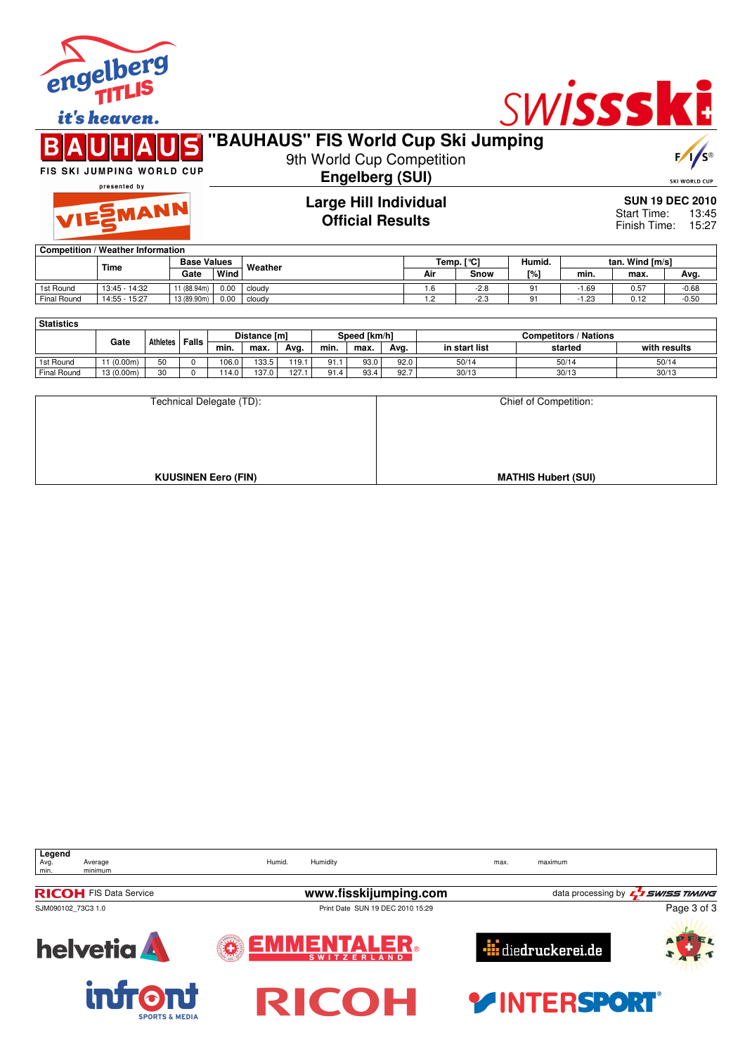# "BAUHAUS" FIS World Cup Ski Jumping

9th World Cup Competition

**Engelberg (SUI)**

FIS SKI JUMPING WORLD CUP presented by VIESSMANN

## Large Hill Individual
## Official Results

**SUN 19 DEC 2010**
Start Time: 13:45
Finish Time: 15:27

**Competition / Weather Information**

| | Time | Base Values | | Weather | Temp. [°C] | | Humid. | tan. Wind [m/s] | | |
|---|---|---|---|---|---|---|---|---|---|---|
| | | Gate | Wind | | Air | Snow | [%] | min. | max. | Avg. |
| 1st Round | 13:45 - 14:32 | 11 (88.94m) | 0.00 | cloudy | 1.6 | -2.8 | 91 | -1.69 | 0.57 | -0.68 |
| Final Round | 14:55 - 15:27 | 13 (89.90m) | 0.00 | cloudy | 1.2 | -2.3 | 91 | -1.23 | 0.12 | -0.50 |

**Statistics**

| | Gate | Athletes | Falls | Distance [m] | | | Speed [km/h] | | | Competitors / Nations | | |
|---|---|---|---|---|---|---|---|---|---|---|---|---|
| | | | | min. | max. | Avg. | min. | max. | Avg. | in start list | started | with results |
| 1st Round | 11 (0.00m) | 50 | 0 | 106.0 | 133.5 | 119.1 | 91.1 | 93.0 | 92.0 | 50/14 | 50/14 | 50/14 |
| Final Round | 13 (0.00m) | 30 | 0 | 114.0 | 137.0 | 127.1 | 91.4 | 93.4 | 92.7 | 30/13 | 30/13 | 30/13 |

| Technical Delegate (TD): | Chief of Competition: |
|---|---|
| **KUUSINEN Eero (FIN)** | **MATHIS Hubert (SUI)** |

**Legend**

| | | | | | |
|---|---|---|---|---|---|
| Avg. | Average | Humid. | Humidity | max. | maximum |
| min. | minimum | | | | |

RICOH FIS Data Service | www.fisskijumping.com | data processing by SWISS TIMING

SJM090102_73C3 1.0 | Print Date SUN 19 DEC 2010 15:29